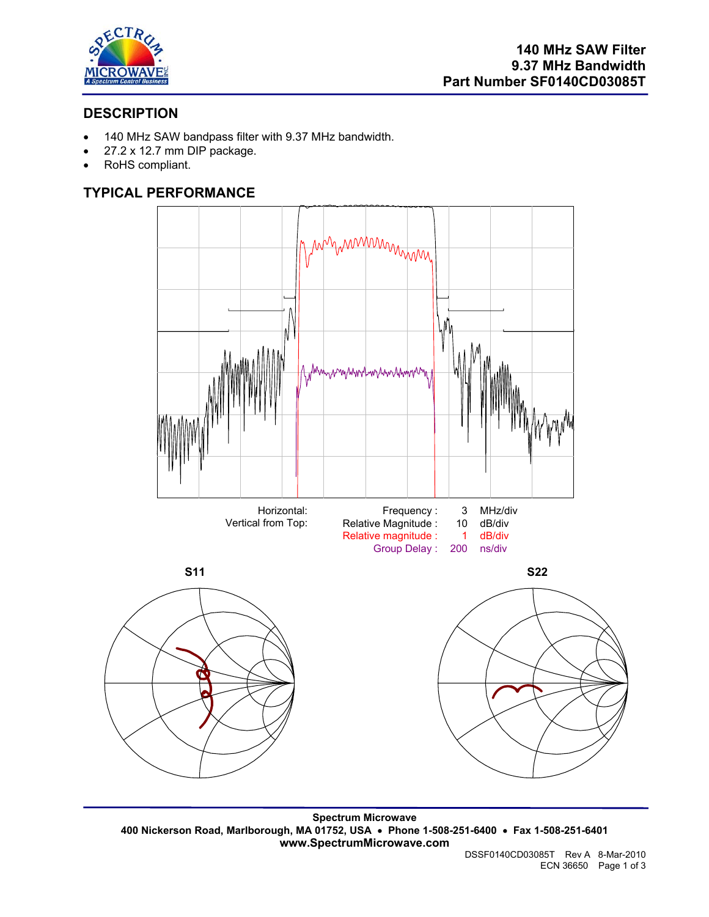**140 MHz SAW Filter**
**9.37 MHz Bandwidth**
**Part Number SF0140CD03085T**

## DESCRIPTION

- 140 MHz SAW bandpass filter with 9.37 MHz bandwidth.
- 27.2 x 12.7 mm DIP package.
- RoHS compliant.

## TYPICAL PERFORMANCE

| Horizontal: | Frequency : | 3 | MHz/div |
|---|---|---|---|
| Vertical from Top: | Relative Magnitude : | 10 | dB/div |
| | Relative magnitude : | 1 | dB/div |
| | Group Delay : | 200 | ns/div |

**S11** **S22**

**Spectrum Microwave**
**400 Nickerson Road, Marlborough, MA 01752, USA • Phone 1-508-251-6400 • Fax 1-508-251-6401**
**www.SpectrumMicrowave.com**

DSSF0140CD03085T Rev A 8-Mar-2010
ECN 36650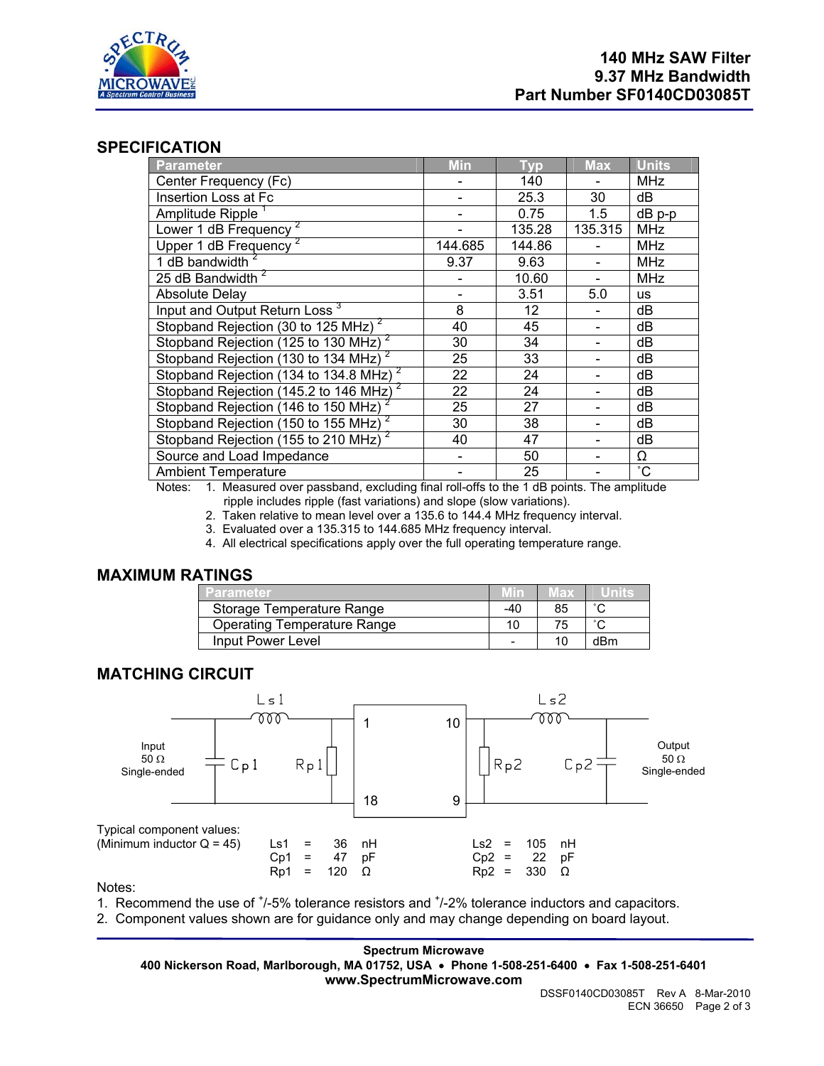# 140 MHz SAW Filter
# 9.37 MHz Bandwidth
# Part Number SF0140CD03085T

## SPECIFICATION

| Parameter | Min | Typ | Max | Units |
|---|---|---|---|---|
| Center Frequency (Fc) | - | 140 | - | MHz |
| Insertion Loss at Fc | - | 25.3 | 30 | dB |
| Amplitude Ripple [1] | - | 0.75 | 1.5 | dB p-p |
| Lower 1 dB Frequency [2] | - | 135.28 | 135.315 | MHz |
| Upper 1 dB Frequency [2] | 144.685 | 144.86 | - | MHz |
| 1 dB bandwidth [2] | 9.37 | 9.63 | - | MHz |
| 25 dB Bandwidth [2] | - | 10.60 | - | MHz |
| Absolute Delay | - | 3.51 | 5.0 | us |
| Input and Output Return Loss [3] | 8 | 12 | - | dB |
| Stopband Rejection (30 to 125 MHz) [2] | 40 | 45 | - | dB |
| Stopband Rejection (125 to 130 MHz) [2] | 30 | 34 | - | dB |
| Stopband Rejection (130 to 134 MHz) [2] | 25 | 33 | - | dB |
| Stopband Rejection (134 to 134.8 MHz) [2] | 22 | 24 | - | dB |
| Stopband Rejection (145.2 to 146 MHz) [2] | 22 | 24 | - | dB |
| Stopband Rejection (146 to 150 MHz) [2] | 25 | 27 | - | dB |
| Stopband Rejection (150 to 155 MHz) [2] | 30 | 38 | - | dB |
| Stopband Rejection (155 to 210 MHz) [2] | 40 | 47 | - | dB |
| Source and Load Impedance | - | 50 | - | Ω |
| Ambient Temperature | - | 25 | - | ˚C |

Notes:
1. Measured over passband, excluding final roll-offs to the 1 dB points. The amplitude ripple includes ripple (fast variations) and slope (slow variations).
2. Taken relative to mean level over a 135.6 to 144.4 MHz frequency interval.
3. Evaluated over a 135.315 to 144.685 MHz frequency interval.
4. All electrical specifications apply over the full operating temperature range.

## MAXIMUM RATINGS

| Parameter | Min | Max | Units |
|---|---|---|---|
| Storage Temperature Range | -40 | 85 | ˚C |
| Operating Temperature Range | 10 | 75 | ˚C |
| Input Power Level | - | 10 | dBm |

## MATCHING CIRCUIT

Input 50 Ω Single-ended — Cp1, Ls1, Rp1 — pins 1, 18 | pins 10, 9 — Rp2, Ls2, Cp2 — Output 50 Ω Single-ended

Typical component values:
(Minimum inductor Q = 45)

| | | |
|---|---|---|
| Ls1 = 36 nH | | Ls2 = 105 nH |
| Cp1 = 47 pF | | Cp2 = 22 pF |
| Rp1 = 120 Ω | | Rp2 = 330 Ω |

Notes:
1. Recommend the use of +/-5% tolerance resistors and +/-2% tolerance inductors and capacitors.
2. Component values shown are for guidance only and may change depending on board layout.

**Spectrum Microwave**
**400 Nickerson Road, Marlborough, MA 01752, USA • Phone 1-508-251-6400 • Fax 1-508-251-6401**
**www.SpectrumMicrowave.com**

DSSF0140CD03085T Rev A 8-Mar-2010
ECN 36650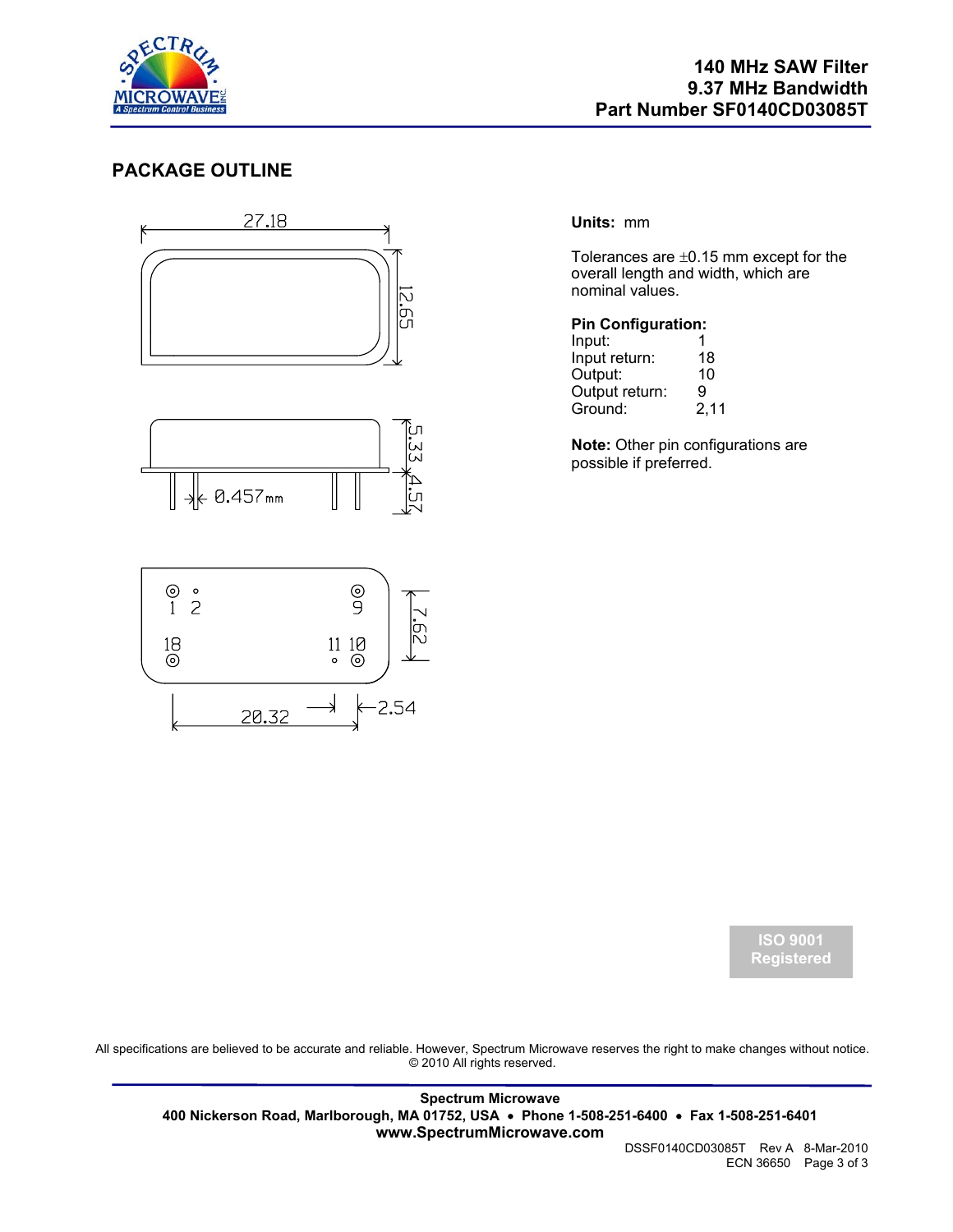# 140 MHz SAW Filter
## 9.37 MHz Bandwidth
## Part Number SF0140CD03085T

## PACKAGE OUTLINE

27.18

12.65

5.33

4.57

0.457mm

1 2 9

18 11 10

7.62

20.32

2.54

**Units:** mm

Tolerances are ±0.15 mm except for the overall length and width, which are nominal values.

**Pin Configuration:**

| | |
|---|---|
| Input: | 1 |
| Input return: | 18 |
| Output: | 10 |
| Output return: | 9 |
| Ground: | 2,11 |

**Note:** Other pin configurations are possible if preferred.

ISO 9001 Registered

All specifications are believed to be accurate and reliable. However, Spectrum Microwave reserves the right to make changes without notice. © 2010 All rights reserved.

**Spectrum Microwave**
**400 Nickerson Road, Marlborough, MA 01752, USA • Phone 1-508-251-6400 • Fax 1-508-251-6401**
**www.SpectrumMicrowave.com**

DSSF0140CD03085T Rev A 8-Mar-2010
ECN 36650